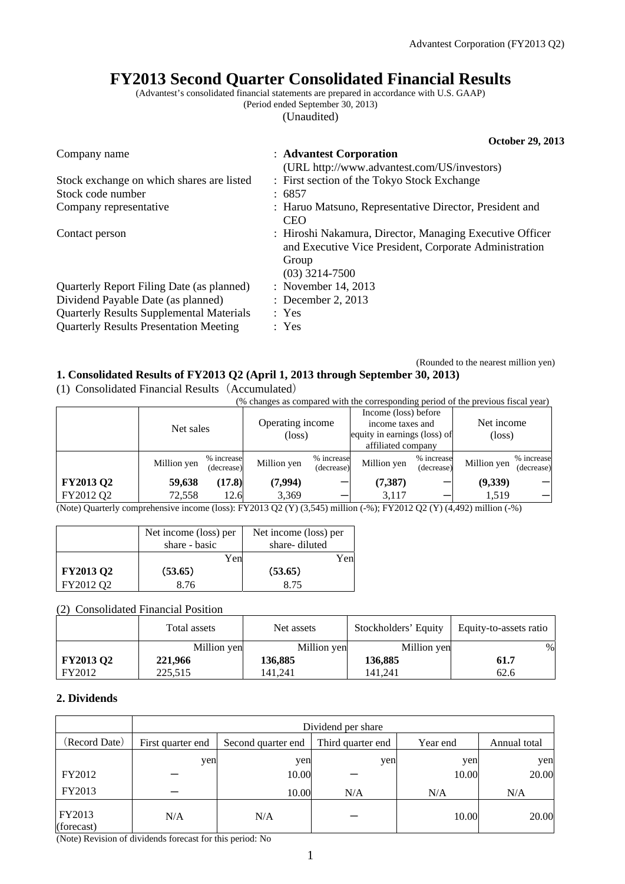# FY2013 Second Quarter Consolidated Financial Results

(Advantest's consolidated financial statements are prepared in accordance with U.S. GAAP)
(Period ended September 30, 2013)
(Unaudited)

**October 29, 2013**

| | |
|---|---|
| Company name | : **Advantest Corporation** (URL http://www.advantest.com/US/investors) |
| Stock exchange on which shares are listed | : First section of the Tokyo Stock Exchange |
| Stock code number | : 6857 |
| Company representative | : Haruo Matsuno, Representative Director, President and CEO |
| Contact person | : Hiroshi Nakamura, Director, Managing Executive Officer and Executive Vice President, Corporate Administration Group (03) 3214-7500 |
| Quarterly Report Filing Date (as planned) | : November 14, 2013 |
| Dividend Payable Date (as planned) | : December 2, 2013 |
| Quarterly Results Supplemental Materials | : Yes |
| Quarterly Results Presentation Meeting | : Yes |

(Rounded to the nearest million yen)

## 1. Consolidated Results of FY2013 Q2 (April 1, 2013 through September 30, 2013)

(1) Consolidated Financial Results（Accumulated）

(% changes as compared with the corresponding period of the previous fiscal year)

| | Net sales | | Operating income (loss) | | Income (loss) before income taxes and equity in earnings (loss) of affiliated company | | Net income (loss) | |
|---|---|---|---|---|---|---|---|---|
| | Million yen | % increase (decrease) | Million yen | % increase (decrease) | Million yen | % increase (decrease) | Million yen | % increase (decrease) |
| **FY2013 Q2** | **59,638** | **(17.8)** | **(7,994)** | **ー** | **(7,387)** | **ー** | **(9,339)** | **ー** |
| FY2012 Q2 | 72,558 | 12.6 | 3,369 | ー | 3,117 | ー | 1,519 | ー |

(Note) Quarterly comprehensive income (loss): FY2013 Q2 (Y) (3,545) million (-%); FY2012 Q2 (Y) (4,492) million (-%)

| | Net income (loss) per share - basic | Net income (loss) per share- diluted |
|---|---|---|
| | Yen | Yen |
| **FY2013 Q2** | **(53.65)** | **(53.65)** |
| FY2012 Q2 | 8.76 | 8.75 |

(2) Consolidated Financial Position

| | Total assets | Net assets | Stockholders' Equity | Equity-to-assets ratio |
|---|---|---|---|---|
| | Million yen | Million yen | Million yen | % |
| **FY2013 Q2** | **221,966** | **136,885** | **136,885** | **61.7** |
| FY2012 | 225,515 | 141,241 | 141,241 | 62.6 |

## 2. Dividends

| | Dividend per share | | | | |
|---|---|---|---|---|---|
| (Record Date) | First quarter end | Second quarter end | Third quarter end | Year end | Annual total |
| | yen | yen | yen | yen | yen |
| FY2012 | ー | 10.00 | ー | 10.00 | 20.00 |
| FY2013 | ー | 10.00 | N/A | N/A | N/A |
| FY2013 (forecast) | N/A | N/A | ー | 10.00 | 20.00 |

(Note) Revision of dividends forecast for this period: No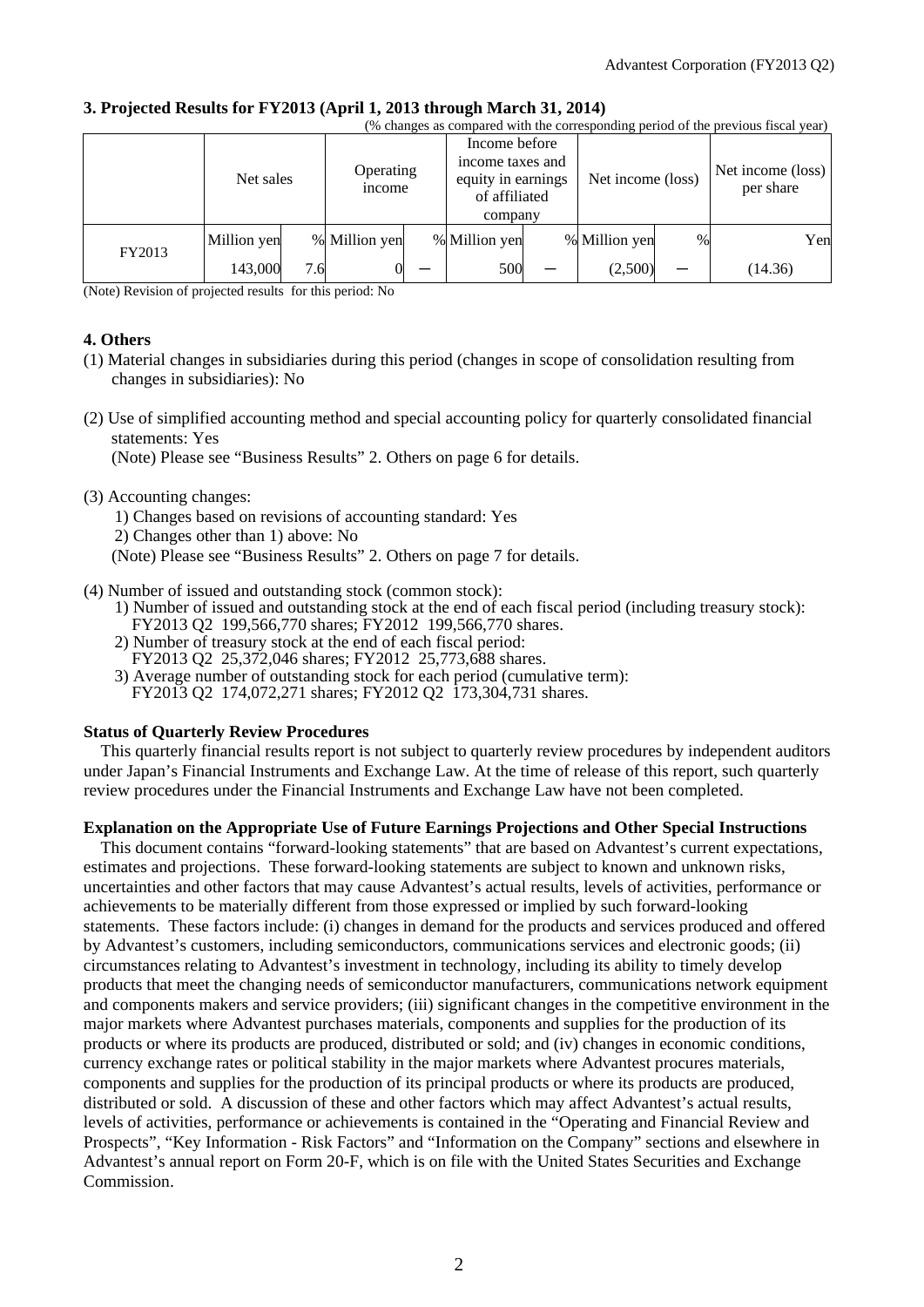## 3. Projected Results for FY2013 (April 1, 2013 through March 31, 2014)

(% changes as compared with the corresponding period of the previous fiscal year)

| | Net sales | | Operating income | | Income before income taxes and equity in earnings of affiliated company | | Net income (loss) | | Net income (loss) per share |
|---|---|---|---|---|---|---|---|---|---|
| | Million yen | % | Million yen | % | Million yen | % | Million yen | % | Yen |
| FY2013 | 143,000 | 7.6 | 0 | ― | 500 | ― | (2,500) | ― | (14.36) |

(Note) Revision of projected results for this period: No

## 4. Others

(1) Material changes in subsidiaries during this period (changes in scope of consolidation resulting from changes in subsidiaries): No

(2) Use of simplified accounting method and special accounting policy for quarterly consolidated financial statements: Yes

(Note) Please see "Business Results" 2. Others on page 6 for details.

(3) Accounting changes:

1) Changes based on revisions of accounting standard: Yes

2) Changes other than 1) above: No

(Note) Please see "Business Results" 2. Others on page 7 for details.

(4) Number of issued and outstanding stock (common stock):

1) Number of issued and outstanding stock at the end of each fiscal period (including treasury stock): FY2013 Q2 199,566,770 shares; FY2012 199,566,770 shares.

2) Number of treasury stock at the end of each fiscal period: FY2013 Q2 25,372,046 shares; FY2012 25,773,688 shares.

3) Average number of outstanding stock for each period (cumulative term): FY2013 Q2 174,072,271 shares; FY2012 Q2 173,304,731 shares.

**Status of Quarterly Review Procedures**

This quarterly financial results report is not subject to quarterly review procedures by independent auditors under Japan's Financial Instruments and Exchange Law. At the time of release of this report, such quarterly review procedures under the Financial Instruments and Exchange Law have not been completed.

**Explanation on the Appropriate Use of Future Earnings Projections and Other Special Instructions**

This document contains "forward-looking statements" that are based on Advantest's current expectations, estimates and projections. These forward-looking statements are subject to known and unknown risks, uncertainties and other factors that may cause Advantest's actual results, levels of activities, performance or achievements to be materially different from those expressed or implied by such forward-looking statements. These factors include: (i) changes in demand for the products and services produced and offered by Advantest's customers, including semiconductors, communications services and electronic goods; (ii) circumstances relating to Advantest's investment in technology, including its ability to timely develop products that meet the changing needs of semiconductor manufacturers, communications network equipment and components makers and service providers; (iii) significant changes in the competitive environment in the major markets where Advantest purchases materials, components and supplies for the production of its products or where its products are produced, distributed or sold; and (iv) changes in economic conditions, currency exchange rates or political stability in the major markets where Advantest procures materials, components and supplies for the production of its principal products or where its products are produced, distributed or sold. A discussion of these and other factors which may affect Advantest's actual results, levels of activities, performance or achievements is contained in the "Operating and Financial Review and Prospects", "Key Information - Risk Factors" and "Information on the Company" sections and elsewhere in Advantest's annual report on Form 20-F, which is on file with the United States Securities and Exchange Commission.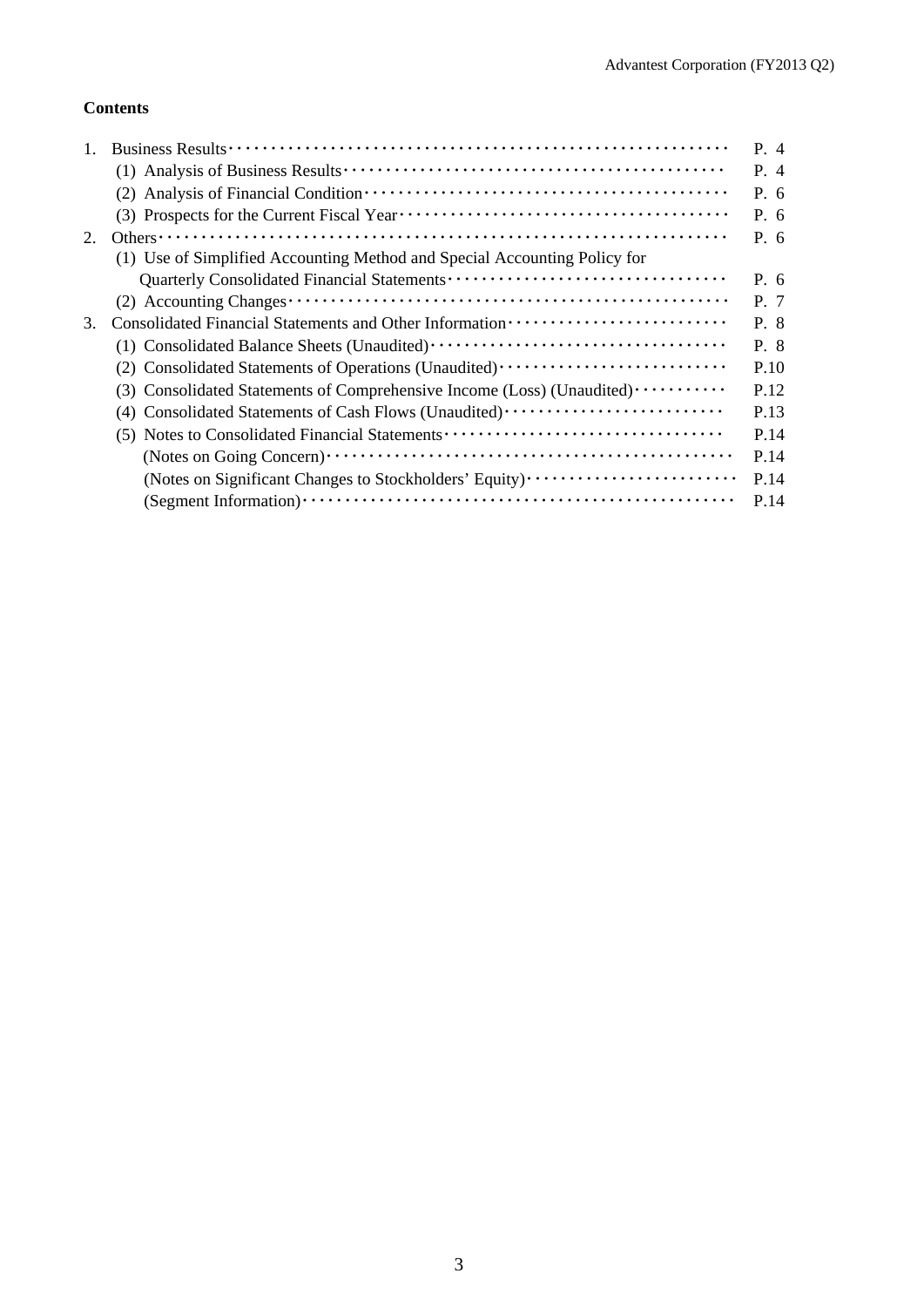**Contents**

| | | |
|---|---|---|
| 1. | Business Results | P. 4 |
| | (1) Analysis of Business Results | P. 4 |
| | (2) Analysis of Financial Condition | P. 6 |
| | (3) Prospects for the Current Fiscal Year | P. 6 |
| 2. | Others | P. 6 |
| | (1) Use of Simplified Accounting Method and Special Accounting Policy for Quarterly Consolidated Financial Statements | P. 6 |
| | (2) Accounting Changes | P. 7 |
| 3. | Consolidated Financial Statements and Other Information | P. 8 |
| | (1) Consolidated Balance Sheets (Unaudited) | P. 8 |
| | (2) Consolidated Statements of Operations (Unaudited) | P.10 |
| | (3) Consolidated Statements of Comprehensive Income (Loss) (Unaudited) | P.12 |
| | (4) Consolidated Statements of Cash Flows (Unaudited) | P.13 |
| | (5) Notes to Consolidated Financial Statements | P.14 |
| | (Notes on Going Concern) | P.14 |
| | (Notes on Significant Changes to Stockholders' Equity) | P.14 |
| | (Segment Information) | P.14 |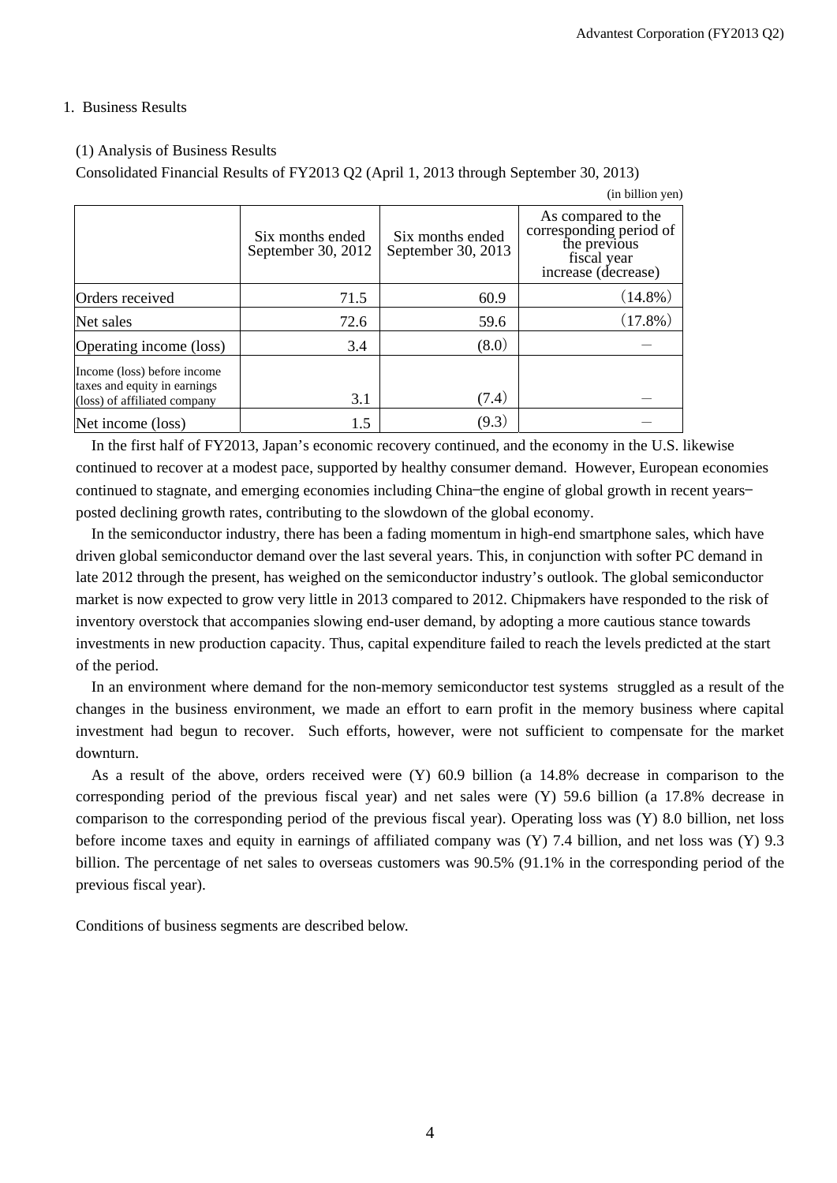## 1. Business Results

### (1) Analysis of Business Results

Consolidated Financial Results of FY2013 Q2 (April 1, 2013 through September 30, 2013)

(in billion yen)

| | Six months ended September 30, 2012 | Six months ended September 30, 2013 | As compared to the corresponding period of the previous fiscal year increase (decrease) |
|---|---|---|---|
| Orders received | 71.5 | 60.9 | (14.8%) |
| Net sales | 72.6 | 59.6 | (17.8%) |
| Operating income (loss) | 3.4 | (8.0) | － |
| Income (loss) before income taxes and equity in earnings (loss) of affiliated company | 3.1 | (7.4) | － |
| Net income (loss) | 1.5 | (9.3) | － |

In the first half of FY2013, Japan's economic recovery continued, and the economy in the U.S. likewise continued to recover at a modest pace, supported by healthy consumer demand. However, European economies continued to stagnate, and emerging economies including China‒the engine of global growth in recent years‒posted declining growth rates, contributing to the slowdown of the global economy.

In the semiconductor industry, there has been a fading momentum in high-end smartphone sales, which have driven global semiconductor demand over the last several years. This, in conjunction with softer PC demand in late 2012 through the present, has weighed on the semiconductor industry's outlook. The global semiconductor market is now expected to grow very little in 2013 compared to 2012. Chipmakers have responded to the risk of inventory overstock that accompanies slowing end-user demand, by adopting a more cautious stance towards investments in new production capacity. Thus, capital expenditure failed to reach the levels predicted at the start of the period.

In an environment where demand for the non-memory semiconductor test systems struggled as a result of the changes in the business environment, we made an effort to earn profit in the memory business where capital investment had begun to recover. Such efforts, however, were not sufficient to compensate for the market downturn.

As a result of the above, orders received were (Y) 60.9 billion (a 14.8% decrease in comparison to the corresponding period of the previous fiscal year) and net sales were (Y) 59.6 billion (a 17.8% decrease in comparison to the corresponding period of the previous fiscal year). Operating loss was (Y) 8.0 billion, net loss before income taxes and equity in earnings of affiliated company was (Y) 7.4 billion, and net loss was (Y) 9.3 billion. The percentage of net sales to overseas customers was 90.5% (91.1% in the corresponding period of the previous fiscal year).

Conditions of business segments are described below.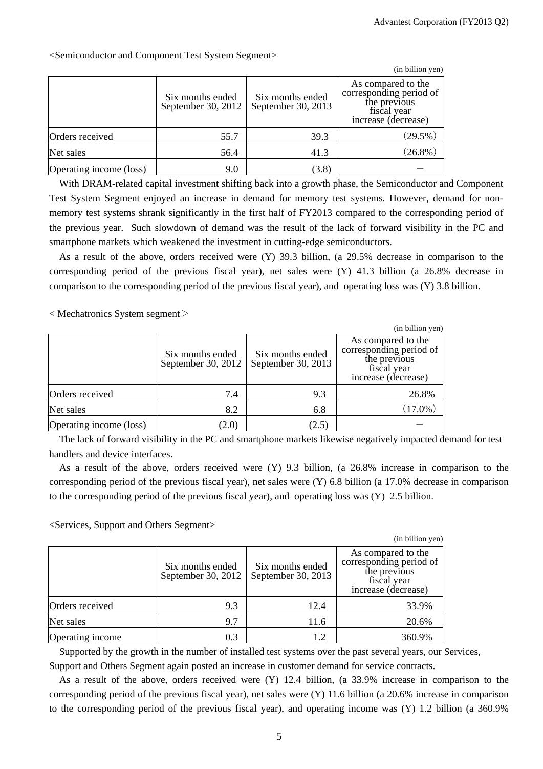<Semiconductor and Component Test System Segment>

(in billion yen)

| | Six months ended September 30, 2012 | Six months ended September 30, 2013 | As compared to the corresponding period of the previous fiscal year increase (decrease) |
|---|---|---|---|
| Orders received | 55.7 | 39.3 | (29.5%) |
| Net sales | 56.4 | 41.3 | (26.8%) |
| Operating income (loss) | 9.0 | (3.8) | — |

With DRAM-related capital investment shifting back into a growth phase, the Semiconductor and Component Test System Segment enjoyed an increase in demand for memory test systems. However, demand for non-memory test systems shrank significantly in the first half of FY2013 compared to the corresponding period of the previous year. Such slowdown of demand was the result of the lack of forward visibility in the PC and smartphone markets which weakened the investment in cutting-edge semiconductors.

As a result of the above, orders received were (Y) 39.3 billion, (a 29.5% decrease in comparison to the corresponding period of the previous fiscal year), net sales were (Y) 41.3 billion (a 26.8% decrease in comparison to the corresponding period of the previous fiscal year), and operating loss was (Y) 3.8 billion.

< Mechatronics System segment＞

(in billion yen)

| | Six months ended September 30, 2012 | Six months ended September 30, 2013 | As compared to the corresponding period of the previous fiscal year increase (decrease) |
|---|---|---|---|
| Orders received | 7.4 | 9.3 | 26.8% |
| Net sales | 8.2 | 6.8 | (17.0%) |
| Operating income (loss) | (2.0) | (2.5) | — |

The lack of forward visibility in the PC and smartphone markets likewise negatively impacted demand for test handlers and device interfaces.

As a result of the above, orders received were (Y) 9.3 billion, (a 26.8% increase in comparison to the corresponding period of the previous fiscal year), net sales were (Y) 6.8 billion (a 17.0% decrease in comparison to the corresponding period of the previous fiscal year), and operating loss was (Y) 2.5 billion.

<Services, Support and Others Segment>

(in billion yen)

| | Six months ended September 30, 2012 | Six months ended September 30, 2013 | As compared to the corresponding period of the previous fiscal year increase (decrease) |
|---|---|---|---|
| Orders received | 9.3 | 12.4 | 33.9% |
| Net sales | 9.7 | 11.6 | 20.6% |
| Operating income | 0.3 | 1.2 | 360.9% |

Supported by the growth in the number of installed test systems over the past several years, our Services, Support and Others Segment again posted an increase in customer demand for service contracts.

As a result of the above, orders received were (Y) 12.4 billion, (a 33.9% increase in comparison to the corresponding period of the previous fiscal year), net sales were (Y) 11.6 billion (a 20.6% increase in comparison to the corresponding period of the previous fiscal year), and operating income was (Y) 1.2 billion (a 360.9%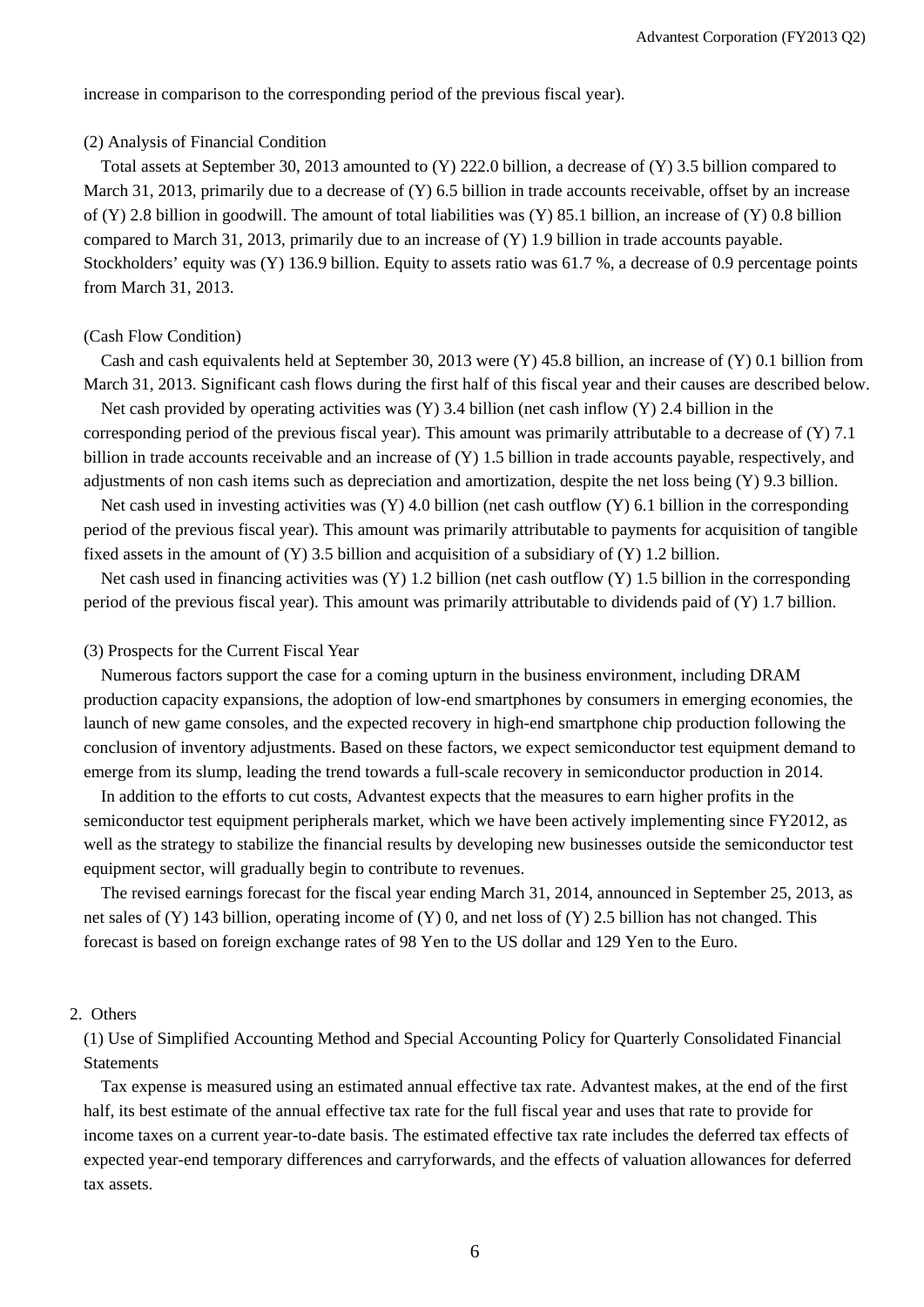increase in comparison to the corresponding period of the previous fiscal year).

(2) Analysis of Financial Condition

Total assets at September 30, 2013 amounted to (Y) 222.0 billion, a decrease of (Y) 3.5 billion compared to March 31, 2013, primarily due to a decrease of (Y) 6.5 billion in trade accounts receivable, offset by an increase of (Y) 2.8 billion in goodwill. The amount of total liabilities was (Y) 85.1 billion, an increase of (Y) 0.8 billion compared to March 31, 2013, primarily due to an increase of (Y) 1.9 billion in trade accounts payable. Stockholders' equity was (Y) 136.9 billion. Equity to assets ratio was 61.7 %, a decrease of 0.9 percentage points from March 31, 2013.

(Cash Flow Condition)

Cash and cash equivalents held at September 30, 2013 were (Y) 45.8 billion, an increase of (Y) 0.1 billion from March 31, 2013. Significant cash flows during the first half of this fiscal year and their causes are described below.

Net cash provided by operating activities was (Y) 3.4 billion (net cash inflow (Y) 2.4 billion in the corresponding period of the previous fiscal year). This amount was primarily attributable to a decrease of (Y) 7.1 billion in trade accounts receivable and an increase of (Y) 1.5 billion in trade accounts payable, respectively, and adjustments of non cash items such as depreciation and amortization, despite the net loss being (Y) 9.3 billion.

Net cash used in investing activities was (Y) 4.0 billion (net cash outflow (Y) 6.1 billion in the corresponding period of the previous fiscal year). This amount was primarily attributable to payments for acquisition of tangible fixed assets in the amount of (Y) 3.5 billion and acquisition of a subsidiary of (Y) 1.2 billion.

Net cash used in financing activities was (Y) 1.2 billion (net cash outflow (Y) 1.5 billion in the corresponding period of the previous fiscal year). This amount was primarily attributable to dividends paid of (Y) 1.7 billion.

(3) Prospects for the Current Fiscal Year

Numerous factors support the case for a coming upturn in the business environment, including DRAM production capacity expansions, the adoption of low-end smartphones by consumers in emerging economies, the launch of new game consoles, and the expected recovery in high-end smartphone chip production following the conclusion of inventory adjustments. Based on these factors, we expect semiconductor test equipment demand to emerge from its slump, leading the trend towards a full-scale recovery in semiconductor production in 2014.

In addition to the efforts to cut costs, Advantest expects that the measures to earn higher profits in the semiconductor test equipment peripherals market, which we have been actively implementing since FY2012, as well as the strategy to stabilize the financial results by developing new businesses outside the semiconductor test equipment sector, will gradually begin to contribute to revenues.

The revised earnings forecast for the fiscal year ending March 31, 2014, announced in September 25, 2013, as net sales of (Y) 143 billion, operating income of (Y) 0, and net loss of (Y) 2.5 billion has not changed. This forecast is based on foreign exchange rates of 98 Yen to the US dollar and 129 Yen to the Euro.

## 2. Others

(1) Use of Simplified Accounting Method and Special Accounting Policy for Quarterly Consolidated Financial Statements

Tax expense is measured using an estimated annual effective tax rate. Advantest makes, at the end of the first half, its best estimate of the annual effective tax rate for the full fiscal year and uses that rate to provide for income taxes on a current year-to-date basis. The estimated effective tax rate includes the deferred tax effects of expected year-end temporary differences and carryforwards, and the effects of valuation allowances for deferred tax assets.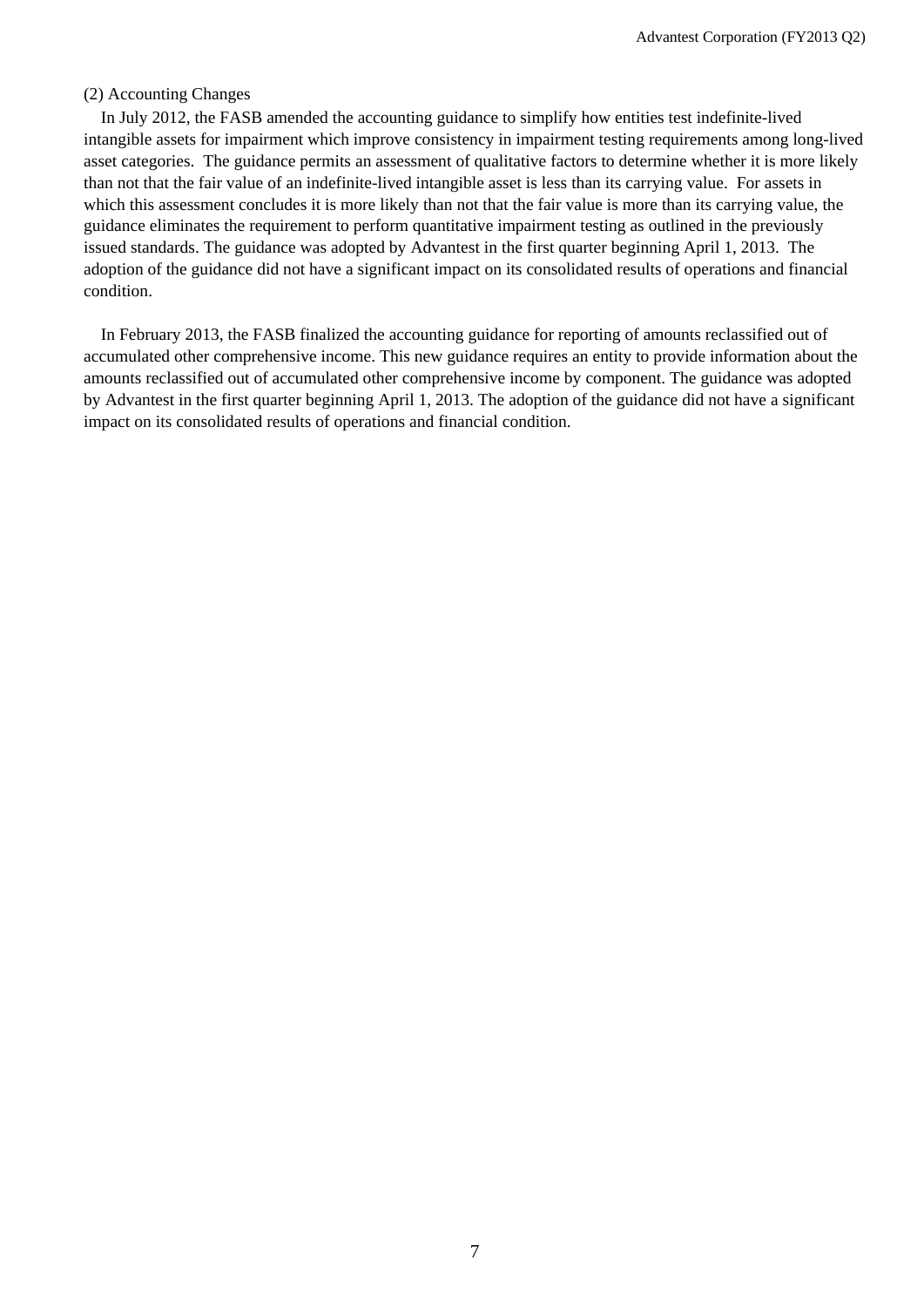(2) Accounting Changes

In July 2012, the FASB amended the accounting guidance to simplify how entities test indefinite-lived intangible assets for impairment which improve consistency in impairment testing requirements among long-lived asset categories. The guidance permits an assessment of qualitative factors to determine whether it is more likely than not that the fair value of an indefinite-lived intangible asset is less than its carrying value. For assets in which this assessment concludes it is more likely than not that the fair value is more than its carrying value, the guidance eliminates the requirement to perform quantitative impairment testing as outlined in the previously issued standards. The guidance was adopted by Advantest in the first quarter beginning April 1, 2013. The adoption of the guidance did not have a significant impact on its consolidated results of operations and financial condition.

In February 2013, the FASB finalized the accounting guidance for reporting of amounts reclassified out of accumulated other comprehensive income. This new guidance requires an entity to provide information about the amounts reclassified out of accumulated other comprehensive income by component. The guidance was adopted by Advantest in the first quarter beginning April 1, 2013. The adoption of the guidance did not have a significant impact on its consolidated results of operations and financial condition.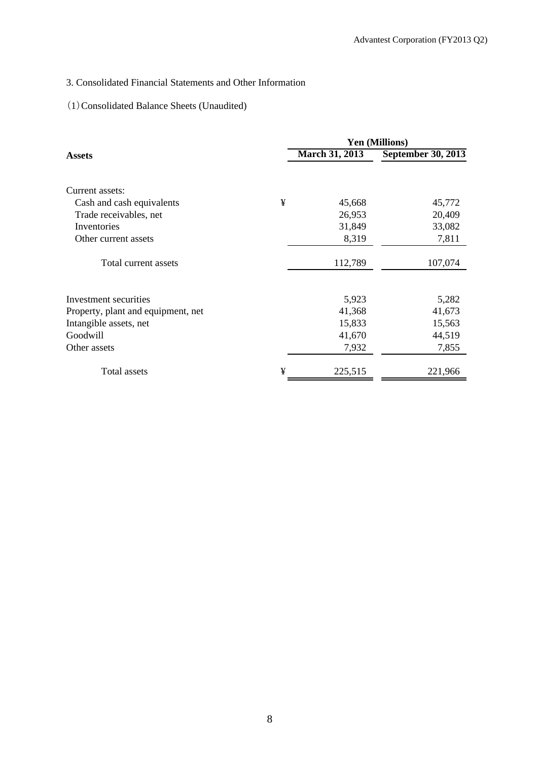## 3. Consolidated Financial Statements and Other Information

### (1) Consolidated Balance Sheets (Unaudited)

| Assets | | Yen (Millions) | |
|---|---|---|---|
| | | **March 31, 2013** | **September 30, 2013** |
| Current assets: | | | |
| Cash and cash equivalents | ¥ | 45,668 | 45,772 |
| Trade receivables, net | | 26,953 | 20,409 |
| Inventories | | 31,849 | 33,082 |
| Other current assets | | 8,319 | 7,811 |
| Total current assets | | 112,789 | 107,074 |
| Investment securities | | 5,923 | 5,282 |
| Property, plant and equipment, net | | 41,368 | 41,673 |
| Intangible assets, net | | 15,833 | 15,563 |
| Goodwill | | 41,670 | 44,519 |
| Other assets | | 7,932 | 7,855 |
| Total assets | ¥ | 225,515 | 221,966 |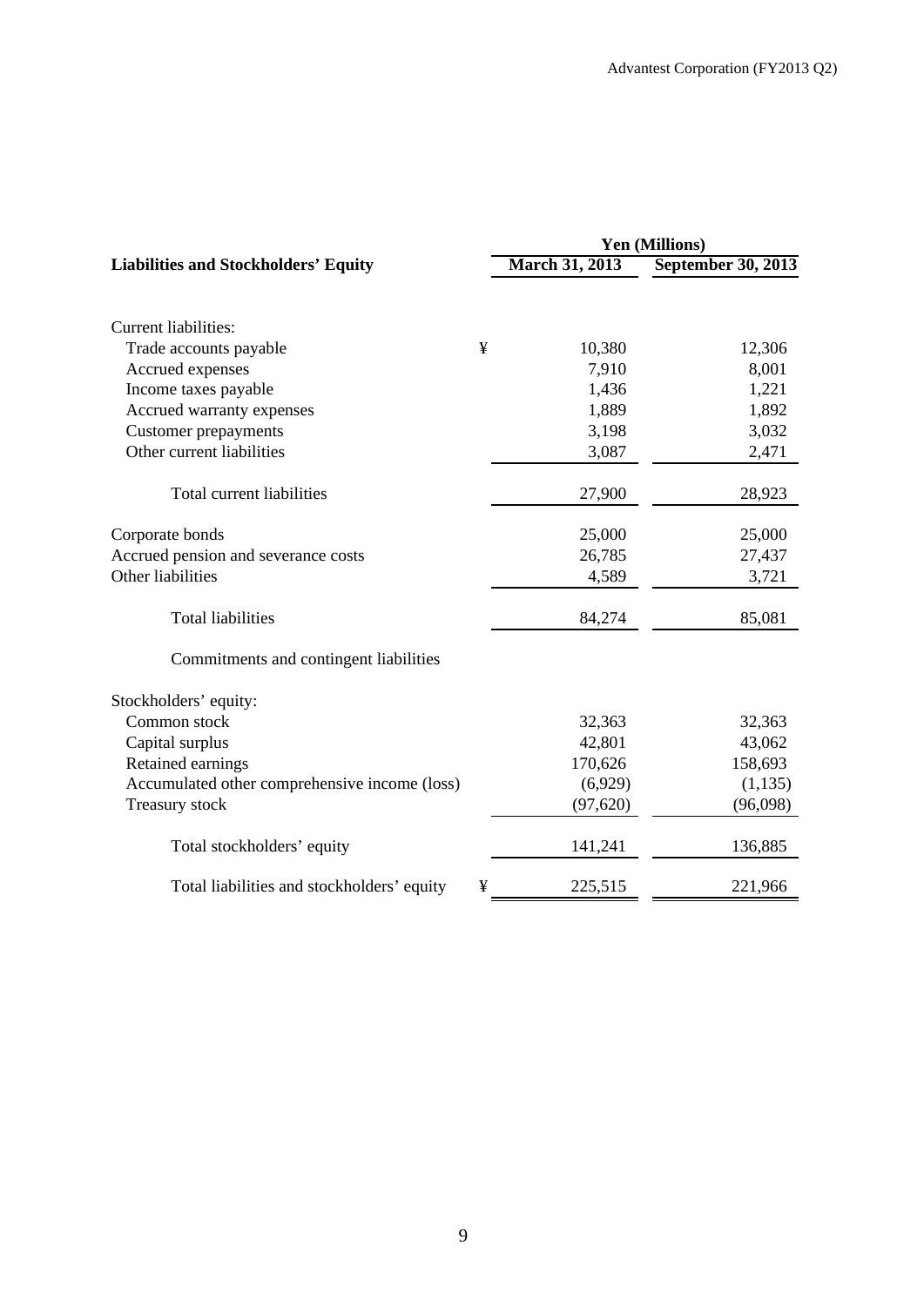| Liabilities and Stockholders' Equity | | Yen (Millions) | |
|---|---|---|---|
| | | March 31, 2013 | September 30, 2013 |
| Current liabilities: | | | |
| Trade accounts payable | ¥ | 10,380 | 12,306 |
| Accrued expenses | | 7,910 | 8,001 |
| Income taxes payable | | 1,436 | 1,221 |
| Accrued warranty expenses | | 1,889 | 1,892 |
| Customer prepayments | | 3,198 | 3,032 |
| Other current liabilities | | 3,087 | 2,471 |
| Total current liabilities | | 27,900 | 28,923 |
| Corporate bonds | | 25,000 | 25,000 |
| Accrued pension and severance costs | | 26,785 | 27,437 |
| Other liabilities | | 4,589 | 3,721 |
| Total liabilities | | 84,274 | 85,081 |
| Commitments and contingent liabilities | | | |
| Stockholders' equity: | | | |
| Common stock | | 32,363 | 32,363 |
| Capital surplus | | 42,801 | 43,062 |
| Retained earnings | | 170,626 | 158,693 |
| Accumulated other comprehensive income (loss) | | (6,929) | (1,135) |
| Treasury stock | | (97,620) | (96,098) |
| Total stockholders' equity | | 141,241 | 136,885 |
| Total liabilities and stockholders' equity | ¥ | 225,515 | 221,966 |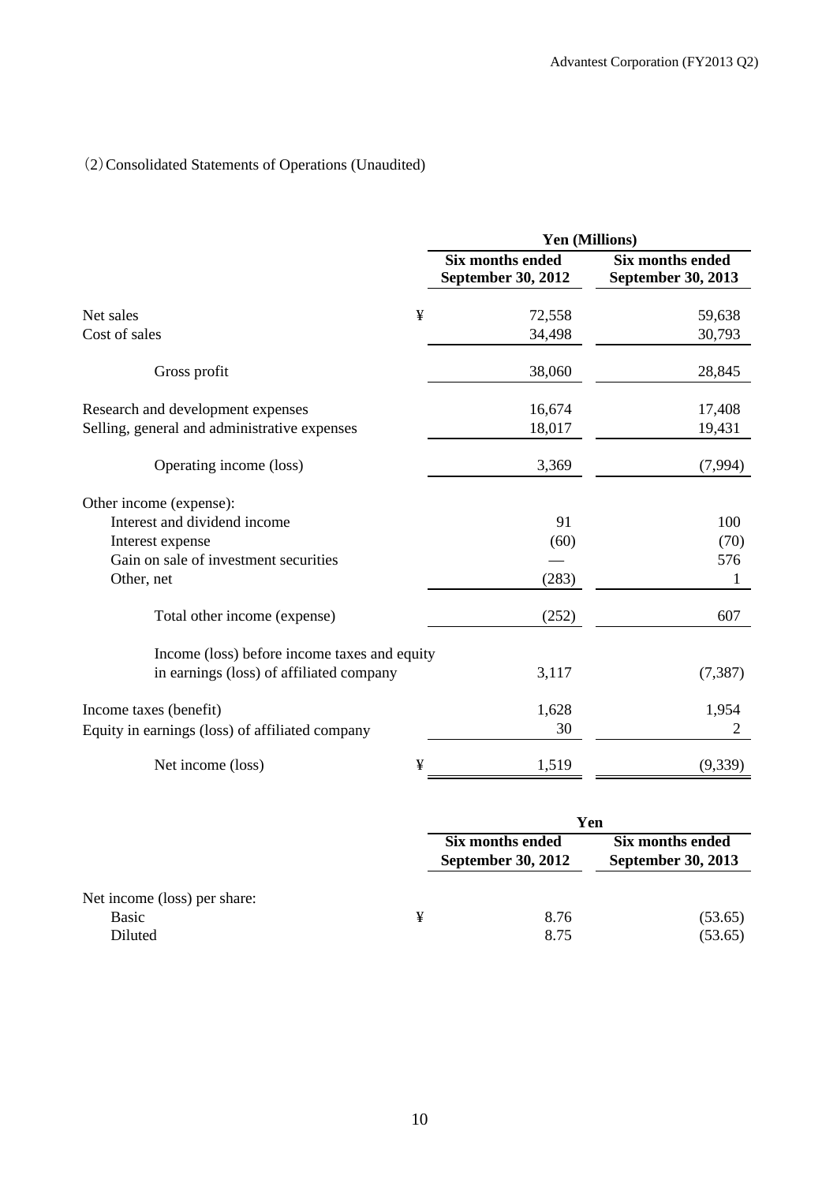(2) Consolidated Statements of Operations (Unaudited)

| | | Yen (Millions) | |
|---|---|---|---|
| | | Six months ended September 30, 2012 | Six months ended September 30, 2013 |
| Net sales | ¥ | 72,558 | 59,638 |
| Cost of sales | | 34,498 | 30,793 |
| Gross profit | | 38,060 | 28,845 |
| Research and development expenses | | 16,674 | 17,408 |
| Selling, general and administrative expenses | | 18,017 | 19,431 |
| Operating income (loss) | | 3,369 | (7,994) |
| Other income (expense): | | | |
| Interest and dividend income | | 91 | 100 |
| Interest expense | | (60) | (70) |
| Gain on sale of investment securities | | — | 576 |
| Other, net | | (283) | 1 |
| Total other income (expense) | | (252) | 607 |
| Income (loss) before income taxes and equity in earnings (loss) of affiliated company | | 3,117 | (7,387) |
| Income taxes (benefit) | | 1,628 | 1,954 |
| Equity in earnings (loss) of affiliated company | | 30 | 2 |
| Net income (loss) | ¥ | 1,519 | (9,339) |

| | | Yen | |
|---|---|---|---|
| | | Six months ended September 30, 2012 | Six months ended September 30, 2013 |
| Net income (loss) per share: | | | |
| Basic | ¥ | 8.76 | (53.65) |
| Diluted | | 8.75 | (53.65) |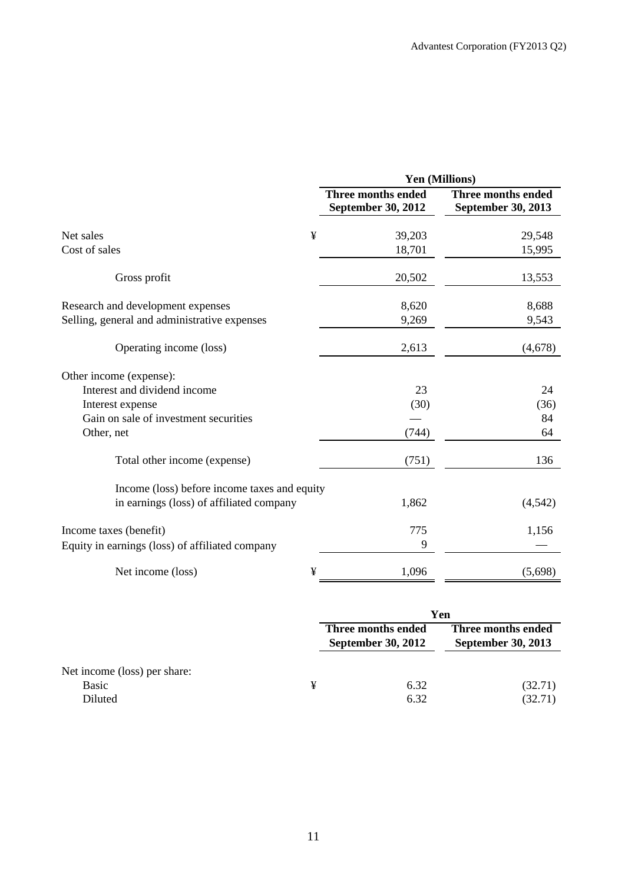| | | Yen (Millions) | |
|---|---|---|---|
| | | Three months ended September 30, 2012 | Three months ended September 30, 2013 |
| Net sales | ¥ | 39,203 | 29,548 |
| Cost of sales | | 18,701 | 15,995 |
| Gross profit | | 20,502 | 13,553 |
| Research and development expenses | | 8,620 | 8,688 |
| Selling, general and administrative expenses | | 9,269 | 9,543 |
| Operating income (loss) | | 2,613 | (4,678) |
| Other income (expense): | | | |
| Interest and dividend income | | 23 | 24 |
| Interest expense | | (30) | (36) |
| Gain on sale of investment securities | | — | 84 |
| Other, net | | (744) | 64 |
| Total other income (expense) | | (751) | 136 |
| Income (loss) before income taxes and equity in earnings (loss) of affiliated company | | 1,862 | (4,542) |
| Income taxes (benefit) | | 775 | 1,156 |
| Equity in earnings (loss) of affiliated company | | 9 | — |
| Net income (loss) | ¥ | 1,096 | (5,698) |

| | | Yen | |
|---|---|---|---|
| | | Three months ended September 30, 2012 | Three months ended September 30, 2013 |
| Net income (loss) per share: | | | |
| Basic | ¥ | 6.32 | (32.71) |
| Diluted | | 6.32 | (32.71) |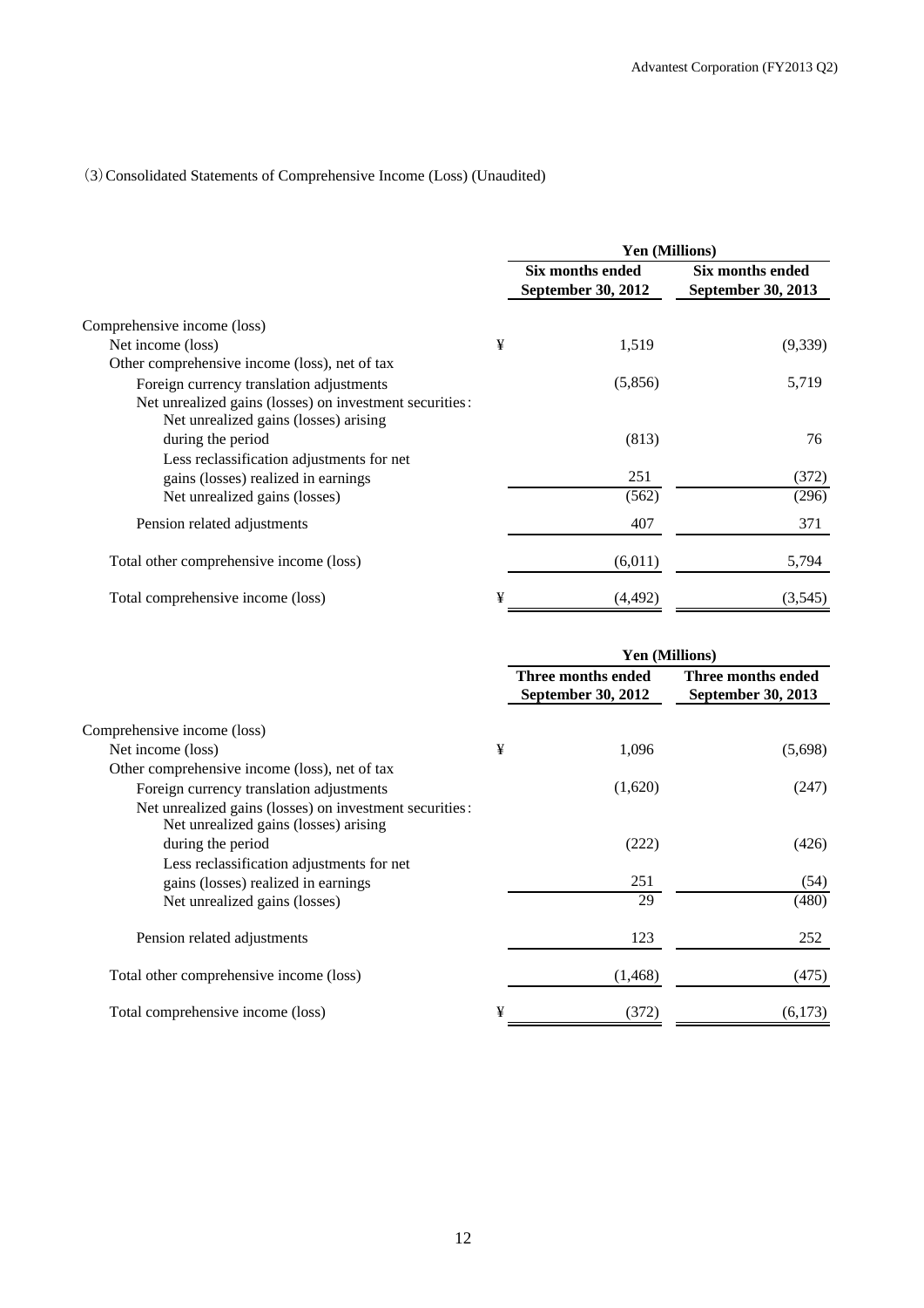(3) Consolidated Statements of Comprehensive Income (Loss) (Unaudited)

| | | Yen (Millions) | |
|---|---|---|---|
| | | Six months ended September 30, 2012 | Six months ended September 30, 2013 |
| Comprehensive income (loss) | | | |
| Net income (loss) | ¥ | 1,519 | (9,339) |
| Other comprehensive income (loss), net of tax | | | |
| Foreign currency translation adjustments | | (5,856) | 5,719 |
| Net unrealized gains (losses) on investment securities: | | | |
| Net unrealized gains (losses) arising during the period | | (813) | 76 |
| Less reclassification adjustments for net gains (losses) realized in earnings | | 251 | (372) |
| Net unrealized gains (losses) | | (562) | (296) |
| Pension related adjustments | | 407 | 371 |
| Total other comprehensive income (loss) | | (6,011) | 5,794 |
| Total comprehensive income (loss) | ¥ | (4,492) | (3,545) |

| | | Yen (Millions) | |
|---|---|---|---|
| | | Three months ended September 30, 2012 | Three months ended September 30, 2013 |
| Comprehensive income (loss) | | | |
| Net income (loss) | ¥ | 1,096 | (5,698) |
| Other comprehensive income (loss), net of tax | | | |
| Foreign currency translation adjustments | | (1,620) | (247) |
| Net unrealized gains (losses) on investment securities: | | | |
| Net unrealized gains (losses) arising during the period | | (222) | (426) |
| Less reclassification adjustments for net gains (losses) realized in earnings | | 251 | (54) |
| Net unrealized gains (losses) | | 29 | (480) |
| Pension related adjustments | | 123 | 252 |
| Total other comprehensive income (loss) | | (1,468) | (475) |
| Total comprehensive income (loss) | ¥ | (372) | (6,173) |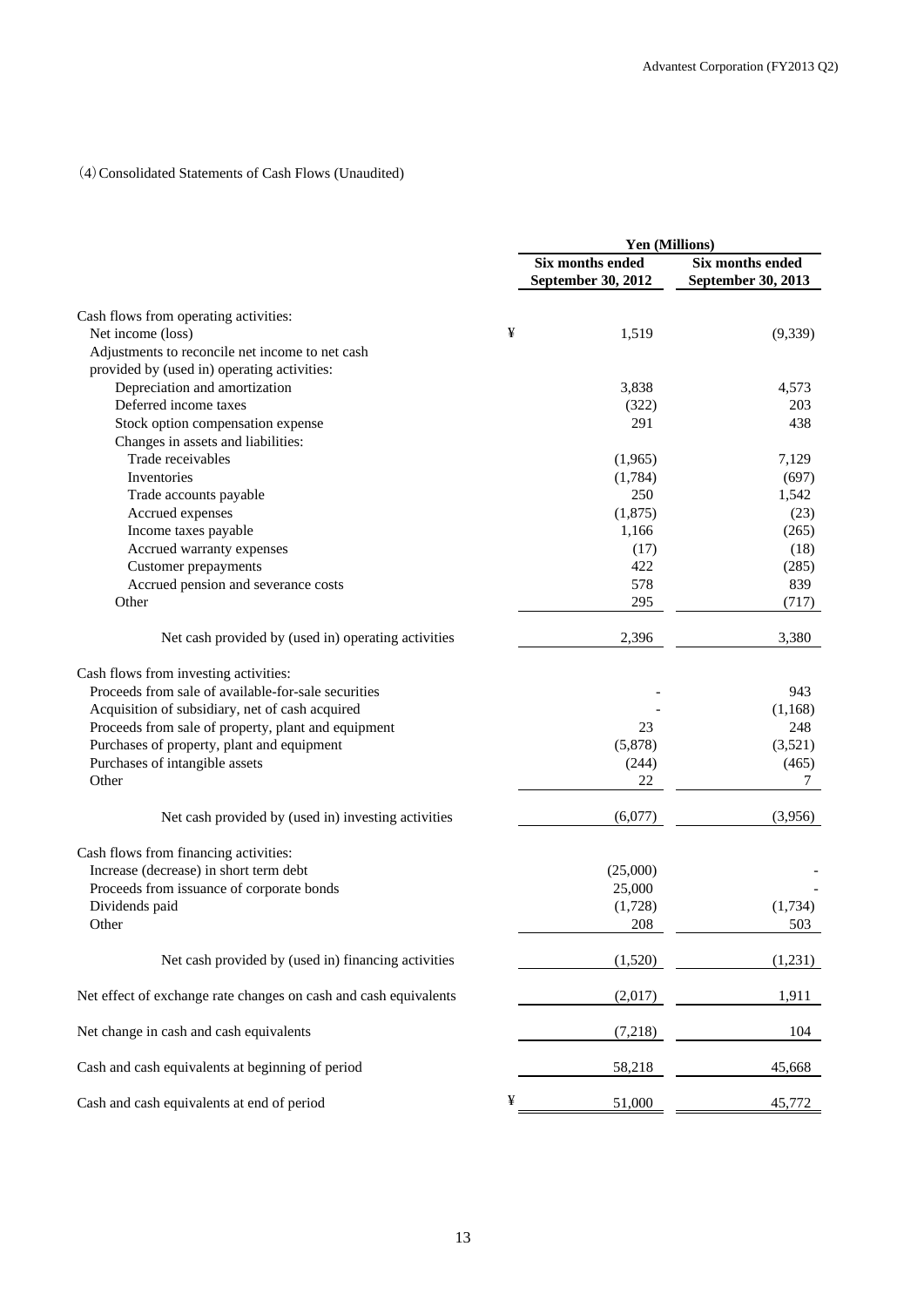(4) Consolidated Statements of Cash Flows (Unaudited)

| | Yen (Millions) | |
|---|---|---|
| | Six months ended September 30, 2012 | Six months ended September 30, 2013 |
| Cash flows from operating activities: | | |
| Net income (loss) | ¥ 1,519 | (9,339) |
| Adjustments to reconcile net income to net cash provided by (used in) operating activities: | | |
| Depreciation and amortization | 3,838 | 4,573 |
| Deferred income taxes | (322) | 203 |
| Stock option compensation expense | 291 | 438 |
| Changes in assets and liabilities: | | |
| Trade receivables | (1,965) | 7,129 |
| Inventories | (1,784) | (697) |
| Trade accounts payable | 250 | 1,542 |
| Accrued expenses | (1,875) | (23) |
| Income taxes payable | 1,166 | (265) |
| Accrued warranty expenses | (17) | (18) |
| Customer prepayments | 422 | (285) |
| Accrued pension and severance costs | 578 | 839 |
| Other | 295 | (717) |
| Net cash provided by (used in) operating activities | 2,396 | 3,380 |
| Cash flows from investing activities: | | |
| Proceeds from sale of available-for-sale securities | - | 943 |
| Acquisition of subsidiary, net of cash acquired | - | (1,168) |
| Proceeds from sale of property, plant and equipment | 23 | 248 |
| Purchases of property, plant and equipment | (5,878) | (3,521) |
| Purchases of intangible assets | (244) | (465) |
| Other | 22 | 7 |
| Net cash provided by (used in) investing activities | (6,077) | (3,956) |
| Cash flows from financing activities: | | |
| Increase (decrease) in short term debt | (25,000) | - |
| Proceeds from issuance of corporate bonds | 25,000 | - |
| Dividends paid | (1,728) | (1,734) |
| Other | 208 | 503 |
| Net cash provided by (used in) financing activities | (1,520) | (1,231) |
| Net effect of exchange rate changes on cash and cash equivalents | (2,017) | 1,911 |
| Net change in cash and cash equivalents | (7,218) | 104 |
| Cash and cash equivalents at beginning of period | 58,218 | 45,668 |
| Cash and cash equivalents at end of period | ¥ 51,000 | 45,772 |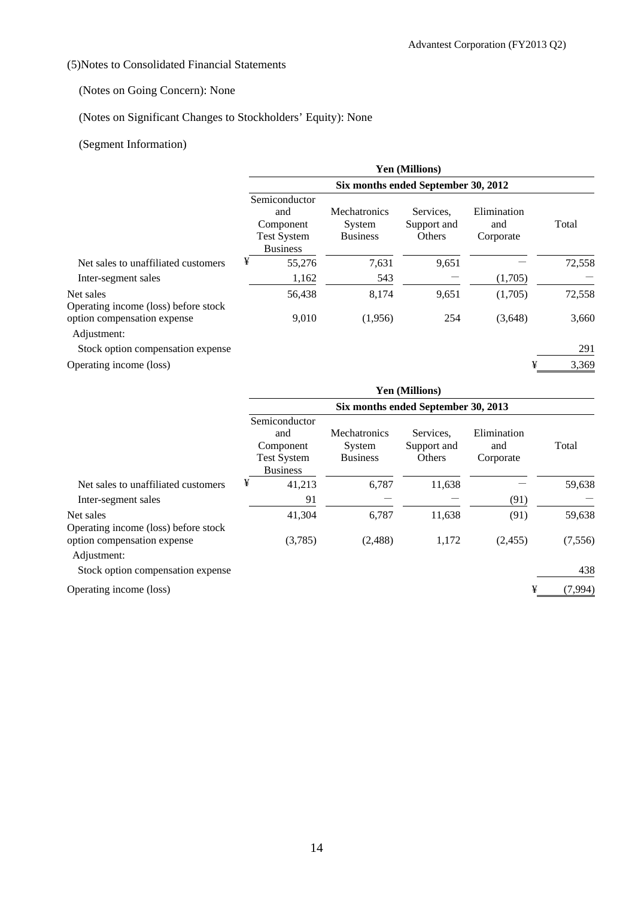## (5)Notes to Consolidated Financial Statements

(Notes on Going Concern): None

(Notes on Significant Changes to Stockholders' Equity): None

(Segment Information)

| | Yen (Millions) | | | | |
|---|---|---|---|---|---|
| | Six months ended September 30, 2012 | | | | |
| | Semiconductor and Component Test System Business | Mechatronics System Business | Services, Support and Others | Elimination and Corporate | Total |
| Net sales to unaffiliated customers | ¥ 55,276 | 7,631 | 9,651 | — | 72,558 |
| Inter-segment sales | 1,162 | 543 | — | (1,705) | — |
| Net sales | 56,438 | 8,174 | 9,651 | (1,705) | 72,558 |
| Operating income (loss) before stock option compensation expense | 9,010 | (1,956) | 254 | (3,648) | 3,660 |
| Adjustment: | | | | | |
| Stock option compensation expense | | | | | 291 |
| Operating income (loss) | | | | | ¥ 3,369 |

| | Yen (Millions) | | | | |
|---|---|---|---|---|---|
| | Six months ended September 30, 2013 | | | | |
| | Semiconductor and Component Test System Business | Mechatronics System Business | Services, Support and Others | Elimination and Corporate | Total |
| Net sales to unaffiliated customers | ¥ 41,213 | 6,787 | 11,638 | — | 59,638 |
| Inter-segment sales | 91 | — | — | (91) | — |
| Net sales | 41,304 | 6,787 | 11,638 | (91) | 59,638 |
| Operating income (loss) before stock option compensation expense | (3,785) | (2,488) | 1,172 | (2,455) | (7,556) |
| Adjustment: | | | | | |
| Stock option compensation expense | | | | | 438 |
| Operating income (loss) | | | | | ¥ (7,994) |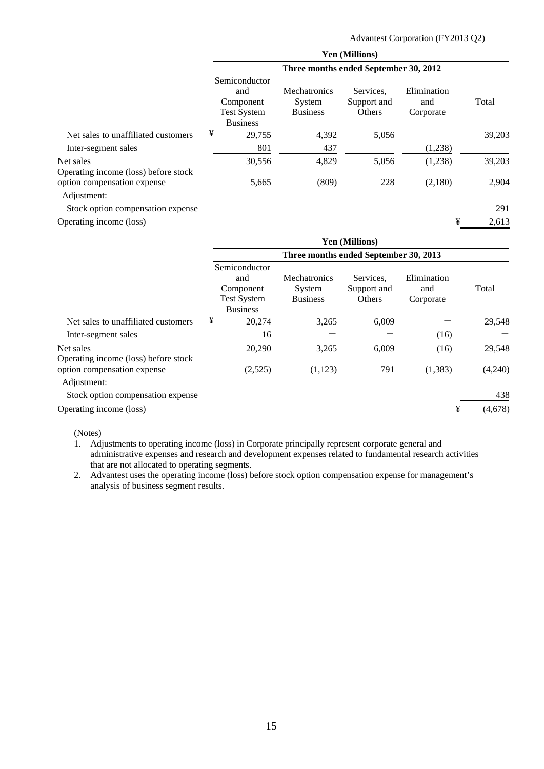| | Yen (Millions) | | | | |
|---|---|---|---|---|---|
| | Three months ended September 30, 2012 | | | | |
| | Semiconductor and Component Test System Business | Mechatronics System Business | Services, Support and Others | Elimination and Corporate | Total |
| Net sales to unaffiliated customers | ¥ 29,755 | 4,392 | 5,056 | — | 39,203 |
| Inter-segment sales | 801 | 437 | — | (1,238) | — |
| Net sales | 30,556 | 4,829 | 5,056 | (1,238) | 39,203 |
| Operating income (loss) before stock option compensation expense | 5,665 | (809) | 228 | (2,180) | 2,904 |
| Adjustment: | | | | | |
| Stock option compensation expense | | | | | 291 |
| Operating income (loss) | | | | | ¥ 2,613 |

| | Yen (Millions) | | | | |
|---|---|---|---|---|---|
| | Three months ended September 30, 2013 | | | | |
| | Semiconductor and Component Test System Business | Mechatronics System Business | Services, Support and Others | Elimination and Corporate | Total |
| Net sales to unaffiliated customers | ¥ 20,274 | 3,265 | 6,009 | — | 29,548 |
| Inter-segment sales | 16 | — | — | (16) | — |
| Net sales | 20,290 | 3,265 | 6,009 | (16) | 29,548 |
| Operating income (loss) before stock option compensation expense | (2,525) | (1,123) | 791 | (1,383) | (4,240) |
| Adjustment: | | | | | |
| Stock option compensation expense | | | | | 438 |
| Operating income (loss) | | | | | ¥ (4,678) |

(Notes)

1. Adjustments to operating income (loss) in Corporate principally represent corporate general and administrative expenses and research and development expenses related to fundamental research activities that are not allocated to operating segments.
2. Advantest uses the operating income (loss) before stock option compensation expense for management's analysis of business segment results.